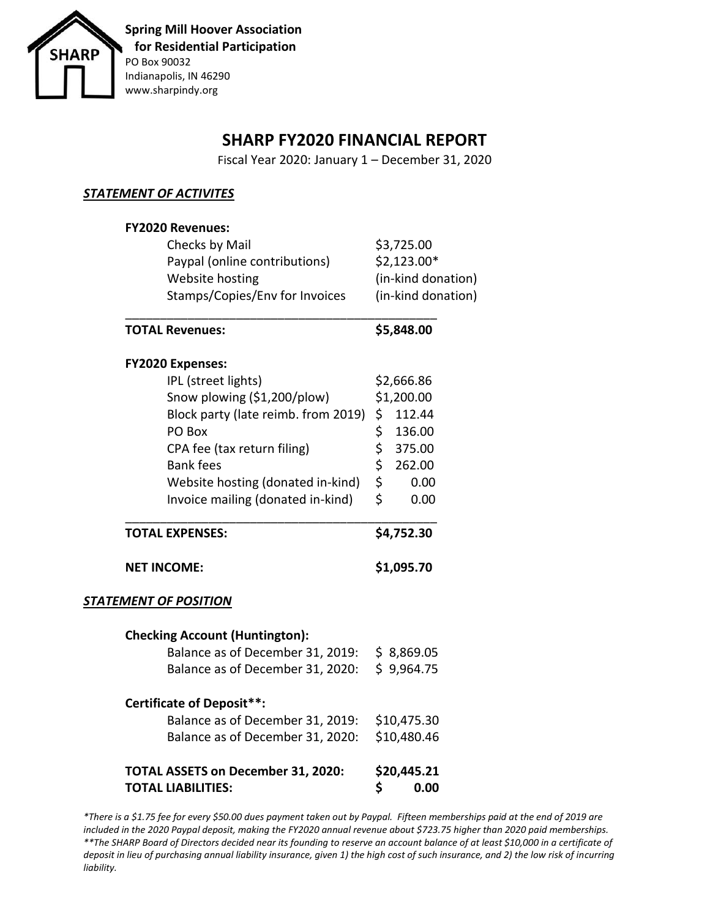**Spring Mill Hoover Association for Residential Participation**
PO Box 90032
Indianapolis, IN 46290
www.sharpindy.org

# SHARP FY2020 FINANCIAL REPORT

Fiscal Year 2020: January 1 – December 31, 2020

## *STATEMENT OF ACTIVITES*

**FY2020 Revenues:**

| Item | Amount |
|---|---|
| Checks by Mail | $3,725.00 |
| Paypal (online contributions) | $2,123.00* |
| Website hosting | (in-kind donation) |
| Stamps/Copies/Env for Invoices | (in-kind donation) |
| **TOTAL Revenues:** | **$5,848.00** |

**FY2020 Expenses:**

| Item | Amount |
|---|---|
| IPL (street lights) | $2,666.86 |
| Snow plowing ($1,200/plow) | $1,200.00 |
| Block party (late reimb. from 2019) | $ 112.44 |
| PO Box | $ 136.00 |
| CPA fee (tax return filing) | $ 375.00 |
| Bank fees | $ 262.00 |
| Website hosting (donated in-kind) | $ 0.00 |
| Invoice mailing (donated in-kind) | $ 0.00 |
| **TOTAL EXPENSES:** | **$4,752.30** |
| **NET INCOME:** | **$1,095.70** |

## *STATEMENT OF POSITION*

**Checking Account (Huntington):**

| Item | Amount |
|---|---|
| Balance as of December 31, 2019: | $ 8,869.05 |
| Balance as of December 31, 2020: | $ 9,964.75 |

**Certificate of Deposit**:**

| Item | Amount |
|---|---|
| Balance as of December 31, 2019: | $10,475.30 |
| Balance as of December 31, 2020: | $10,480.46 |

| | |
|---|---|
| **TOTAL ASSETS on December 31, 2020:** | **$20,445.21** |
| **TOTAL LIABILITIES:** | **$ 0.00** |

*\*There is a $1.75 fee for every $50.00 dues payment taken out by Paypal. Fifteen memberships paid at the end of 2019 are included in the 2020 Paypal deposit, making the FY2020 annual revenue about $723.75 higher than 2020 paid memberships.*
*\*\*The SHARP Board of Directors decided near its founding to reserve an account balance of at least $10,000 in a certificate of deposit in lieu of purchasing annual liability insurance, given 1) the high cost of such insurance, and 2) the low risk of incurring liability.*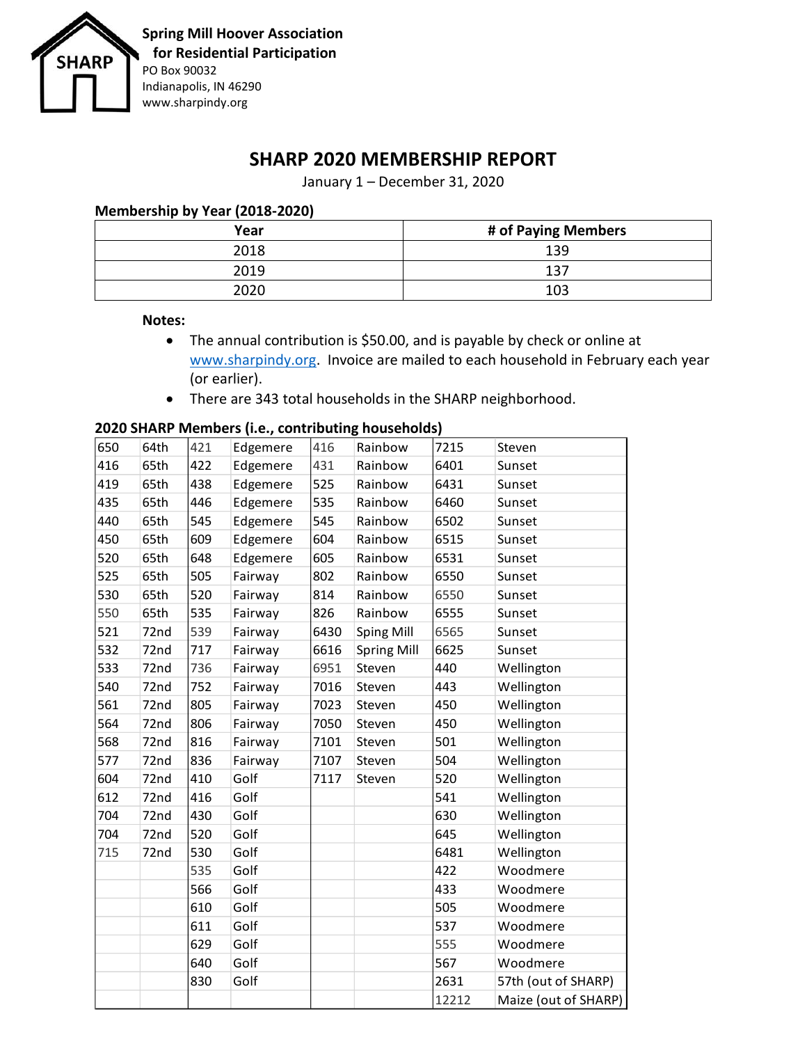**Spring Mill Hoover Association for Residential Participation**
PO Box 90032
Indianapolis, IN 46290
www.sharpindy.org

# SHARP 2020 MEMBERSHIP REPORT

January 1 – December 31, 2020

### Membership by Year (2018-2020)

| Year | # of Paying Members |
|---|---|
| 2018 | 139 |
| 2019 | 137 |
| 2020 | 103 |

**Notes:**

- The annual contribution is $50.00, and is payable by check or online at www.sharpindy.org. Invoice are mailed to each household in February each year (or earlier).
- There are 343 total households in the SHARP neighborhood.

### 2020 SHARP Members (i.e., contributing households)

| | | | | | | | |
|---|---|---|---|---|---|---|---|
| 650 | 64th | 421 | Edgemere | 416 | Rainbow | 7215 | Steven |
| 416 | 65th | 422 | Edgemere | 431 | Rainbow | 6401 | Sunset |
| 419 | 65th | 438 | Edgemere | 525 | Rainbow | 6431 | Sunset |
| 435 | 65th | 446 | Edgemere | 535 | Rainbow | 6460 | Sunset |
| 440 | 65th | 545 | Edgemere | 545 | Rainbow | 6502 | Sunset |
| 450 | 65th | 609 | Edgemere | 604 | Rainbow | 6515 | Sunset |
| 520 | 65th | 648 | Edgemere | 605 | Rainbow | 6531 | Sunset |
| 525 | 65th | 505 | Fairway | 802 | Rainbow | 6550 | Sunset |
| 530 | 65th | 520 | Fairway | 814 | Rainbow | 6550 | Sunset |
| 550 | 65th | 535 | Fairway | 826 | Rainbow | 6555 | Sunset |
| 521 | 72nd | 539 | Fairway | 6430 | Sping Mill | 6565 | Sunset |
| 532 | 72nd | 717 | Fairway | 6616 | Spring Mill | 6625 | Sunset |
| 533 | 72nd | 736 | Fairway | 6951 | Steven | 440 | Wellington |
| 540 | 72nd | 752 | Fairway | 7016 | Steven | 443 | Wellington |
| 561 | 72nd | 805 | Fairway | 7023 | Steven | 450 | Wellington |
| 564 | 72nd | 806 | Fairway | 7050 | Steven | 450 | Wellington |
| 568 | 72nd | 816 | Fairway | 7101 | Steven | 501 | Wellington |
| 577 | 72nd | 836 | Fairway | 7107 | Steven | 504 | Wellington |
| 604 | 72nd | 410 | Golf | 7117 | Steven | 520 | Wellington |
| 612 | 72nd | 416 | Golf | | | 541 | Wellington |
| 704 | 72nd | 430 | Golf | | | 630 | Wellington |
| 704 | 72nd | 520 | Golf | | | 645 | Wellington |
| 715 | 72nd | 530 | Golf | | | 6481 | Wellington |
| | | 535 | Golf | | | 422 | Woodmere |
| | | 566 | Golf | | | 433 | Woodmere |
| | | 610 | Golf | | | 505 | Woodmere |
| | | 611 | Golf | | | 537 | Woodmere |
| | | 629 | Golf | | | 555 | Woodmere |
| | | 640 | Golf | | | 567 | Woodmere |
| | | 830 | Golf | | | 2631 | 57th (out of SHARP) |
| | | | | | | 12212 | Maize (out of SHARP) |